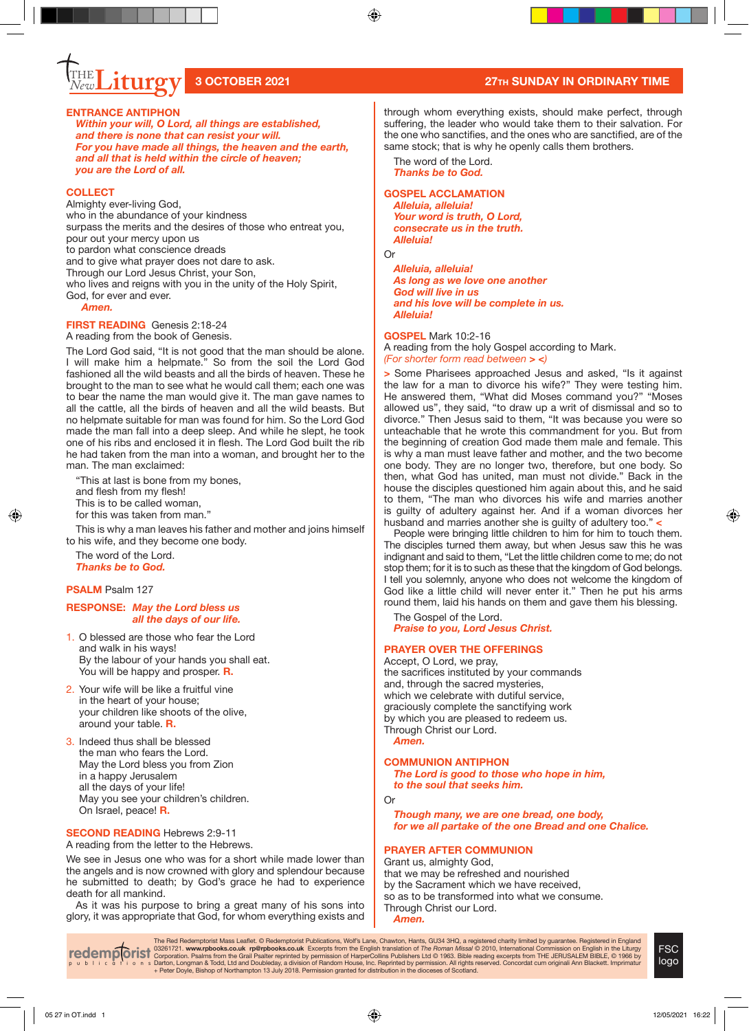# The New Liturgy — 3 OCTOBER 2021 — 27TH SUNDAY IN ORDINARY TIME

## ENTRANCE ANTIPHON

***Within your will, O Lord, all things are established,***
***and there is none that can resist your will.***
***For you have made all things, the heaven and the earth,***
***and all that is held within the circle of heaven;***
***you are the Lord of all.***

## COLLECT

Almighty ever-living God,
who in the abundance of your kindness
surpass the merits and the desires of those who entreat you,
pour out your mercy upon us
to pardon what conscience dreads
and to give what prayer does not dare to ask.
Through our Lord Jesus Christ, your Son,
who lives and reigns with you in the unity of the Holy Spirit,
God, for ever and ever.
***Amen.***

## FIRST READING Genesis 2:18-24

A reading from the book of Genesis.

The Lord God said, "It is not good that the man should be alone. I will make him a helpmate." So from the soil the Lord God fashioned all the wild beasts and all the birds of heaven. These he brought to the man to see what he would call them; each one was to bear the name the man would give it. The man gave names to all the cattle, all the birds of heaven and all the wild beasts. But no helpmate suitable for man was found for him. So the Lord God made the man fall into a deep sleep. And while he slept, he took one of his ribs and enclosed it in flesh. The Lord God built the rib he had taken from the man into a woman, and brought her to the man. The man exclaimed:

"This at last is bone from my bones,
and flesh from my flesh!
This is to be called woman,
for this was taken from man."

This is why a man leaves his father and mother and joins himself to his wife, and they become one body.

The word of the Lord.
***Thanks be to God.***

## PSALM Psalm 127

**RESPONSE:** ***May the Lord bless us all the days of our life.***

1. O blessed are those who fear the Lord
and walk in his ways!
By the labour of your hands you shall eat.
You will be happy and prosper. **R.**

2. Your wife will be like a fruitful vine
in the heart of your house;
your children like shoots of the olive,
around your table. **R.**

3. Indeed thus shall be blessed
the man who fears the Lord.
May the Lord bless you from Zion
in a happy Jerusalem
all the days of your life!
May you see your children's children.
On Israel, peace! **R.**

## SECOND READING Hebrews 2:9-11

A reading from the letter to the Hebrews.

We see in Jesus one who was for a short while made lower than the angels and is now crowned with glory and splendour because he submitted to death; by God's grace he had to experience death for all mankind.

As it was his purpose to bring a great many of his sons into glory, it was appropriate that God, for whom everything exists and through whom everything exists, should make perfect, through suffering, the leader who would take them to their salvation. For the one who sanctifies, and the ones who are sanctified, are of the same stock; that is why he openly calls them brothers.

The word of the Lord.
***Thanks be to God.***

## GOSPEL ACCLAMATION

***Alleluia, alleluia!***
***Your word is truth, O Lord,***
***consecrate us in the truth.***
***Alleluia!***

Or

***Alleluia, alleluia!***
***As long as we love one another***
***God will live in us***
***and his love will be complete in us.***
***Alleluia!***

## GOSPEL Mark 10:2-16

A reading from the holy Gospel according to Mark.

*(For shorter form read between > <)*

> Some Pharisees approached Jesus and asked, "Is it against the law for a man to divorce his wife?" They were testing him. He answered them, "What did Moses command you?" "Moses allowed us", they said, "to draw up a writ of dismissal and so to divorce." Then Jesus said to them, "It was because you were so unteachable that he wrote this commandment for you. But from the beginning of creation God made them male and female. This is why a man must leave father and mother, and the two become one body. They are no longer two, therefore, but one body. So then, what God has united, man must not divide." Back in the house the disciples questioned him again about this, and he said to them, "The man who divorces his wife and marries another is guilty of adultery against her. And if a woman divorces her husband and marries another she is guilty of adultery too." <

People were bringing little children to him for him to touch them. The disciples turned them away, but when Jesus saw this he was indignant and said to them, "Let the little children come to me; do not stop them; for it is to such as these that the kingdom of God belongs. I tell you solemnly, anyone who does not welcome the kingdom of God like a little child will never enter it." Then he put his arms round them, laid his hands on them and gave them his blessing.

The Gospel of the Lord.
***Praise to you, Lord Jesus Christ.***

## PRAYER OVER THE OFFERINGS

Accept, O Lord, we pray,
the sacrifices instituted by your commands
and, through the sacred mysteries,
which we celebrate with dutiful service,
graciously complete the sanctifying work
by which you are pleased to redeem us.
Through Christ our Lord.
***Amen.***

## COMMUNION ANTIPHON

***The Lord is good to those who hope in him,***
***to the soul that seeks him.***

Or

***Though many, we are one bread, one body,***
***for we all partake of the one Bread and one Chalice.***

## PRAYER AFTER COMMUNION

Grant us, almighty God,
that we may be refreshed and nourished
by the Sacrament which we have received,
so as to be transformed into what we consume.
Through Christ our Lord.
***Amen.***

The Red Redemptorist Mass Leaflet. © Redemptorist Publications, Wolf's Lane, Chawton, Hants, GU34 3HQ, a registered charity limited by guarantee. Registered in England 03261721. **www.rpbooks.co.uk rp@rpbooks.co.uk** Excerpts from the English translation of *The Roman Missal* © 2010, International Commission on English in the Liturgy Corporation. Psalms from the Grail Psalter reprinted by permission of HarperCollins Publishers Ltd © 1963. Bible reading excerpts from THE JERUSALEM BIBLE, © 1966 by Darton, Longman & Todd, Ltd and Doubleday, a division of Random House, Inc. Reprinted by permission. All rights reserved. Concordat cum originali Ann Blackett. Imprimatur + Peter Doyle, Bishop of Northampton 13 July 2018. Permission granted for distribution in the dioceses of Scotland.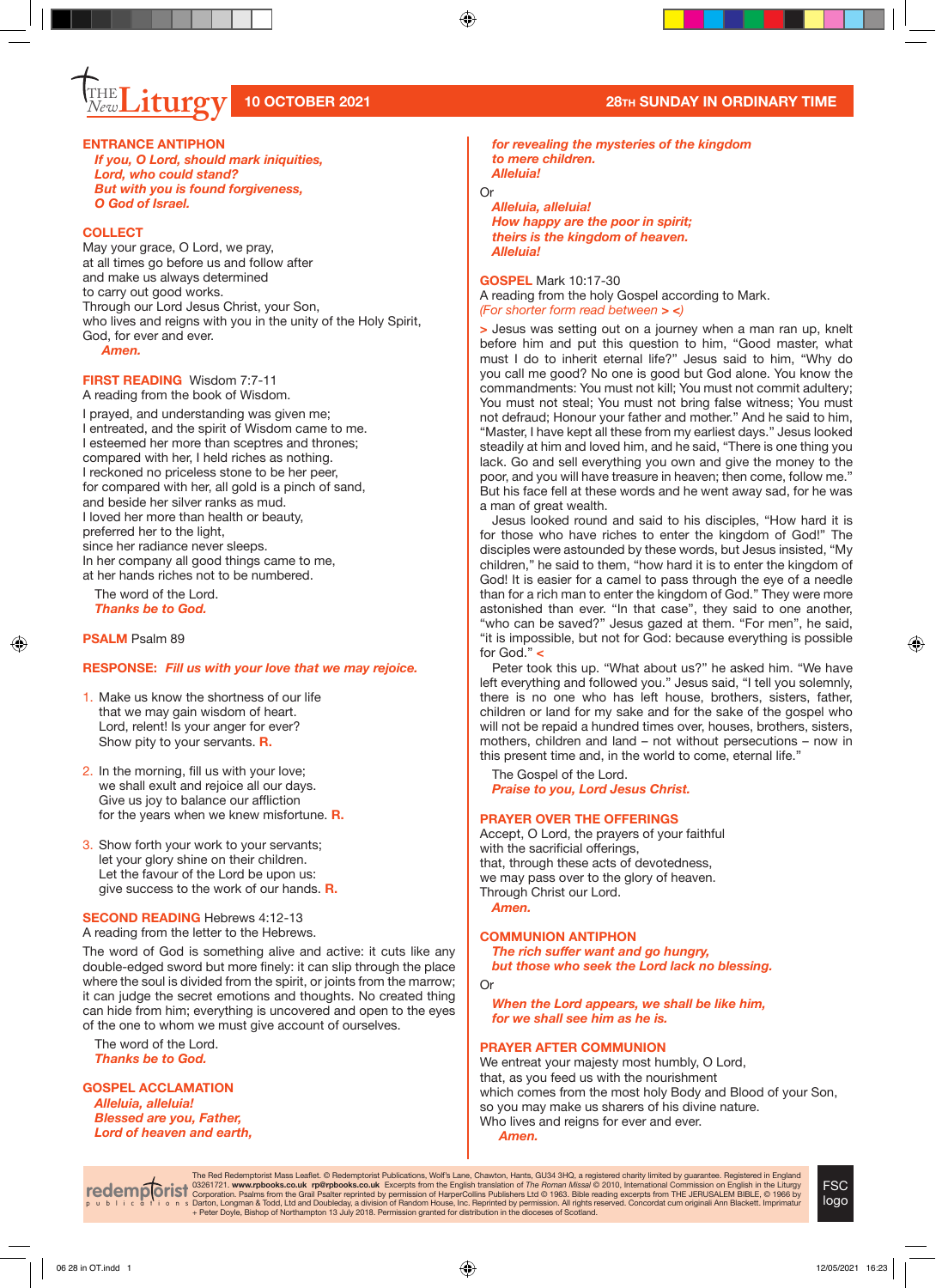# THE New Liturgy — 10 OCTOBER 2021 — 28TH SUNDAY IN ORDINARY TIME

## ENTRANCE ANTIPHON

*If you, O Lord, should mark iniquities,*
*Lord, who could stand?*
*But with you is found forgiveness,*
*O God of Israel.*

## COLLECT

May your grace, O Lord, we pray,
at all times go before us and follow after
and make us always determined
to carry out good works.
Through our Lord Jesus Christ, your Son,
who lives and reigns with you in the unity of the Holy Spirit,
God, for ever and ever.
*Amen.*

## FIRST READING Wisdom 7:7-11

A reading from the book of Wisdom.

I prayed, and understanding was given me;
I entreated, and the spirit of Wisdom came to me.
I esteemed her more than sceptres and thrones;
compared with her, I held riches as nothing.
I reckoned no priceless stone to be her peer,
for compared with her, all gold is a pinch of sand,
and beside her silver ranks as mud.
I loved her more than health or beauty,
preferred her to the light,
since her radiance never sleeps.
In her company all good things came to me,
at her hands riches not to be numbered.

The word of the Lord.
*Thanks be to God.*

## PSALM Psalm 89

**RESPONSE:** *Fill us with your love that we may rejoice.*

1. Make us know the shortness of our life
that we may gain wisdom of heart.
Lord, relent! Is your anger for ever?
Show pity to your servants. **R.**

2. In the morning, fill us with your love;
we shall exult and rejoice all our days.
Give us joy to balance our affliction
for the years when we knew misfortune. **R.**

3. Show forth your work to your servants;
let your glory shine on their children.
Let the favour of the Lord be upon us:
give success to the work of our hands. **R.**

## SECOND READING Hebrews 4:12-13

A reading from the letter to the Hebrews.

The word of God is something alive and active: it cuts like any double-edged sword but more finely: it can slip through the place where the soul is divided from the spirit, or joints from the marrow; it can judge the secret emotions and thoughts. No created thing can hide from him; everything is uncovered and open to the eyes of the one to whom we must give account of ourselves.

The word of the Lord.
*Thanks be to God.*

## GOSPEL ACCLAMATION

*Alleluia, alleluia!*
*Blessed are you, Father,*
*Lord of heaven and earth,*
*for revealing the mysteries of the kingdom*
*to mere children.*
*Alleluia!*

Or

*Alleluia, alleluia!*
*How happy are the poor in spirit;*
*theirs is the kingdom of heaven.*
*Alleluia!*

## GOSPEL Mark 10:17-30

A reading from the holy Gospel according to Mark.
*(For shorter form read between > <)*

> Jesus was setting out on a journey when a man ran up, knelt before him and put this question to him, "Good master, what must I do to inherit eternal life?" Jesus said to him, "Why do you call me good? No one is good but God alone. You know the commandments: You must not kill; You must not commit adultery; You must not steal; You must not bring false witness; You must not defraud; Honour your father and mother." And he said to him, "Master, I have kept all these from my earliest days." Jesus looked steadily at him and loved him, and he said, "There is one thing you lack. Go and sell everything you own and give the money to the poor, and you will have treasure in heaven; then come, follow me." But his face fell at these words and he went away sad, for he was a man of great wealth.

Jesus looked round and said to his disciples, "How hard it is for those who have riches to enter the kingdom of God!" The disciples were astounded by these words, but Jesus insisted, "My children," he said to them, "how hard it is to enter the kingdom of God! It is easier for a camel to pass through the eye of a needle than for a rich man to enter the kingdom of God." They were more astonished than ever. "In that case", they said to one another, "who can be saved?" Jesus gazed at them. "For men", he said, "it is impossible, but not for God: because everything is possible for God." <

Peter took this up. "What about us?" he asked him. "We have left everything and followed you." Jesus said, "I tell you solemnly, there is no one who has left house, brothers, sisters, father, children or land for my sake and for the sake of the gospel who will not be repaid a hundred times over, houses, brothers, sisters, mothers, children and land – not without persecutions – now in this present time and, in the world to come, eternal life."

The Gospel of the Lord.
*Praise to you, Lord Jesus Christ.*

## PRAYER OVER THE OFFERINGS

Accept, O Lord, the prayers of your faithful
with the sacrificial offerings,
that, through these acts of devotedness,
we may pass over to the glory of heaven.
Through Christ our Lord.
*Amen.*

## COMMUNION ANTIPHON

*The rich suffer want and go hungry,*
*but those who seek the Lord lack no blessing.*

Or

*When the Lord appears, we shall be like him,*
*for we shall see him as he is.*

## PRAYER AFTER COMMUNION

We entreat your majesty most humbly, O Lord,
that, as you feed us with the nourishment
which comes from the most holy Body and Blood of your Son,
so you may make us sharers of his divine nature.
Who lives and reigns for ever and ever.
*Amen.*

The Red Redemptorist Mass Leaflet. © Redemptorist Publications, Wolf's Lane, Chawton, Hants, GU34 3HQ, a registered charity limited by guarantee. Registered in England 03261721. www.rpbooks.co.uk rp@rpbooks.co.uk Excerpts from the English translation of *The Roman Missal* © 2010, International Commission on English in the Liturgy Corporation. Psalms from the Grail Psalter reprinted by permission of HarperCollins Publishers Ltd © 1963. Bible reading excerpts from THE JERUSALEM BIBLE, © 1966 by Darton, Longman & Todd, Ltd and Doubleday, a division of Random House, Inc. Reprinted by permission. All rights reserved. Concordat cum originali Ann Blackett. Imprimatur + Peter Doyle, Bishop of Northampton 13 July 2018. Permission granted for distribution in the dioceses of Scotland.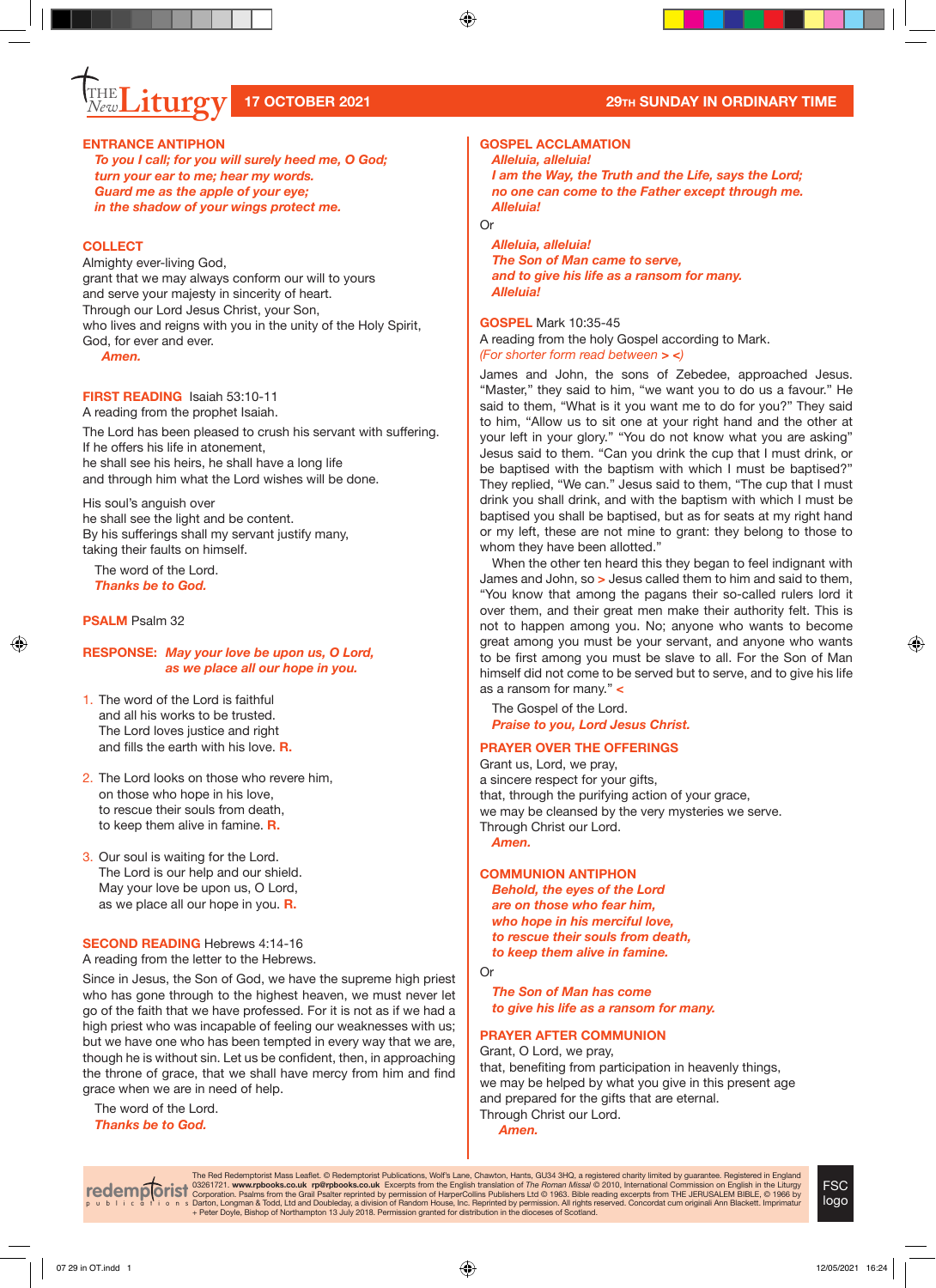# The New Liturgy

**17 OCTOBER 2021** — **29TH SUNDAY IN ORDINARY TIME**

## ENTRANCE ANTIPHON

*To you I call; for you will surely heed me, O God;*
*turn your ear to me; hear my words.*
*Guard me as the apple of your eye;*
*in the shadow of your wings protect me.*

## COLLECT

Almighty ever-living God,
grant that we may always conform our will to yours
and serve your majesty in sincerity of heart.
Through our Lord Jesus Christ, your Son,
who lives and reigns with you in the unity of the Holy Spirit,
God, for ever and ever.
*Amen.*

## FIRST READING Isaiah 53:10-11

A reading from the prophet Isaiah.

The Lord has been pleased to crush his servant with suffering.
If he offers his life in atonement,
he shall see his heirs, he shall have a long life
and through him what the Lord wishes will be done.

His soul's anguish over
he shall see the light and be content.
By his sufferings shall my servant justify many,
taking their faults on himself.

The word of the Lord.
*Thanks be to God.*

## PSALM Psalm 32

**RESPONSE:** *May your love be upon us, O Lord,*
*as we place all our hope in you.*

1. The word of the Lord is faithful
and all his works to be trusted.
The Lord loves justice and right
and fills the earth with his love. **R.**

2. The Lord looks on those who revere him,
on those who hope in his love,
to rescue their souls from death,
to keep them alive in famine. **R.**

3. Our soul is waiting for the Lord.
The Lord is our help and our shield.
May your love be upon us, O Lord,
as we place all our hope in you. **R.**

## SECOND READING Hebrews 4:14-16

A reading from the letter to the Hebrews.

Since in Jesus, the Son of God, we have the supreme high priest who has gone through to the highest heaven, we must never let go of the faith that we have professed. For it is not as if we had a high priest who was incapable of feeling our weaknesses with us; but we have one who has been tempted in every way that we are, though he is without sin. Let us be confident, then, in approaching the throne of grace, that we shall have mercy from him and find grace when we are in need of help.

The word of the Lord.
*Thanks be to God.*

## GOSPEL ACCLAMATION

*Alleluia, alleluia!*
*I am the Way, the Truth and the Life, says the Lord;*
*no one can come to the Father except through me.*
*Alleluia!*

Or

*Alleluia, alleluia!*
*The Son of Man came to serve,*
*and to give his life as a ransom for many.*
*Alleluia!*

## GOSPEL Mark 10:35-45

A reading from the holy Gospel according to Mark.
*(For shorter form read between > <)*

James and John, the sons of Zebedee, approached Jesus. "Master," they said to him, "we want you to do us a favour." He said to them, "What is it you want me to do for you?" They said to him, "Allow us to sit one at your right hand and the other at your left in your glory." "You do not know what you are asking" Jesus said to them. "Can you drink the cup that I must drink, or be baptised with the baptism with which I must be baptised?" They replied, "We can." Jesus said to them, "The cup that I must drink you shall drink, and with the baptism with which I must be baptised you shall be baptised, but as for seats at my right hand or my left, these are not mine to grant: they belong to those to whom they have been allotted."

When the other ten heard this they began to feel indignant with James and John, so > Jesus called them to him and said to them, "You know that among the pagans their so-called rulers lord it over them, and their great men make their authority felt. This is not to happen among you. No; anyone who wants to become great among you must be your servant, and anyone who wants to be first among you must be slave to all. For the Son of Man himself did not come to be served but to serve, and to give his life as a ransom for many." <

The Gospel of the Lord.
*Praise to you, Lord Jesus Christ.*

## PRAYER OVER THE OFFERINGS

Grant us, Lord, we pray,
a sincere respect for your gifts,
that, through the purifying action of your grace,
we may be cleansed by the very mysteries we serve.
Through Christ our Lord.
*Amen.*

## COMMUNION ANTIPHON

*Behold, the eyes of the Lord*
*are on those who fear him,*
*who hope in his merciful love,*
*to rescue their souls from death,*
*to keep them alive in famine.*

Or

*The Son of Man has come*
*to give his life as a ransom for many.*

## PRAYER AFTER COMMUNION

Grant, O Lord, we pray,
that, benefiting from participation in heavenly things,
we may be helped by what you give in this present age
and prepared for the gifts that are eternal.
Through Christ our Lord.
*Amen.*

redemptorist publications

The Red Redemptorist Mass Leaflet. © Redemptorist Publications, Wolf's Lane, Chawton, Hants, GU34 3HQ, a registered charity limited by guarantee. Registered in England 03261721. www.rpbooks.co.uk rp@rpbooks.co.uk Excerpts from the English translation of *The Roman Missal* © 2010, International Commission on English in the Liturgy Corporation. Psalms from the Grail Psalter reprinted by permission of HarperCollins Publishers Ltd © 1963. Bible reading excerpts from THE JERUSALEM BIBLE, © 1966 by Darton, Longman & Todd, Ltd and Doubleday, a division of Random House, Inc. Reprinted by permission. All rights reserved. Concordat cum originali Ann Blackett. Imprimatur + Peter Doyle, Bishop of Northampton 13 July 2018. Permission granted for distribution in the dioceses of Scotland.

FSC logo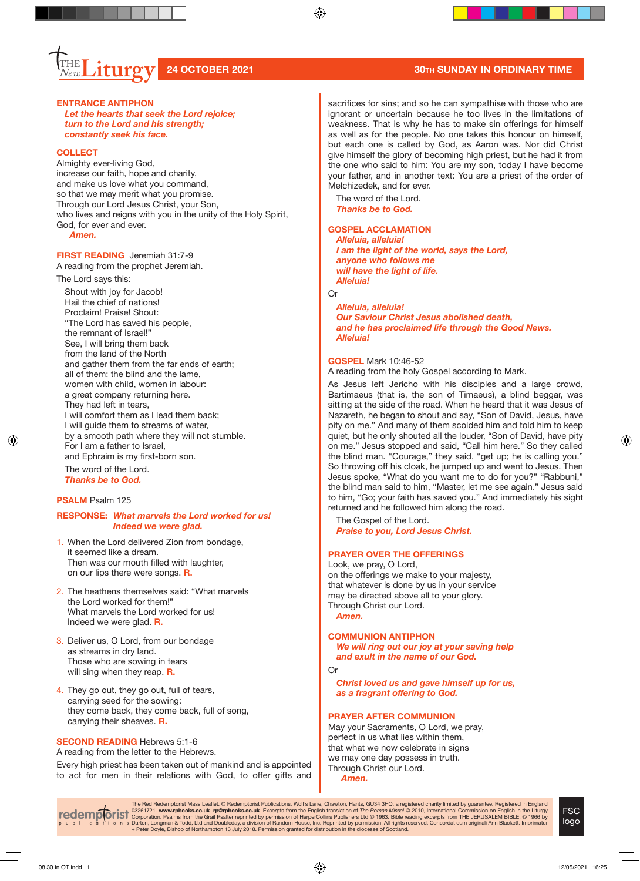# THE New Liturgy — 24 OCTOBER 2021 — 30TH SUNDAY IN ORDINARY TIME

## ENTRANCE ANTIPHON

***Let the hearts that seek the Lord rejoice;***
***turn to the Lord and his strength;***
***constantly seek his face.***

## COLLECT

Almighty ever-living God,
increase our faith, hope and charity,
and make us love what you command,
so that we may merit what you promise.
Through our Lord Jesus Christ, your Son,
who lives and reigns with you in the unity of the Holy Spirit,
God, for ever and ever.
***Amen.***

## FIRST READING Jeremiah 31:7-9

A reading from the prophet Jeremiah.

The Lord says this:

Shout with joy for Jacob!
Hail the chief of nations!
Proclaim! Praise! Shout:
"The Lord has saved his people,
the remnant of Israel!"
See, I will bring them back
from the land of the North
and gather them from the far ends of earth;
all of them: the blind and the lame,
women with child, women in labour:
a great company returning here.
They had left in tears,
I will comfort them as I lead them back;
I will guide them to streams of water,
by a smooth path where they will not stumble.
For I am a father to Israel,
and Ephraim is my first-born son.

The word of the Lord.
***Thanks be to God.***

## PSALM Psalm 125

**RESPONSE:** ***What marvels the Lord worked for us!***
***Indeed we were glad.***

1. When the Lord delivered Zion from bondage,
it seemed like a dream.
Then was our mouth filled with laughter,
on our lips there were songs. **R.**

2. The heathens themselves said: "What marvels
the Lord worked for them!"
What marvels the Lord worked for us!
Indeed we were glad. **R.**

3. Deliver us, O Lord, from our bondage
as streams in dry land.
Those who are sowing in tears
will sing when they reap. **R.**

4. They go out, they go out, full of tears,
carrying seed for the sowing:
they come back, they come back, full of song,
carrying their sheaves. **R.**

## SECOND READING Hebrews 5:1-6

A reading from the letter to the Hebrews.

Every high priest has been taken out of mankind and is appointed to act for men in their relations with God, to offer gifts and sacrifices for sins; and so he can sympathise with those who are ignorant or uncertain because he too lives in the limitations of weakness. That is why he has to make sin offerings for himself as well as for the people. No one takes this honour on himself, but each one is called by God, as Aaron was. Nor did Christ give himself the glory of becoming high priest, but he had it from the one who said to him: You are my son, today I have become your father, and in another text: You are a priest of the order of Melchizedek, and for ever.

The word of the Lord.
***Thanks be to God.***

## GOSPEL ACCLAMATION

***Alleluia, alleluia!***
***I am the light of the world, says the Lord,***
***anyone who follows me***
***will have the light of life.***
***Alleluia!***

Or

***Alleluia, alleluia!***
***Our Saviour Christ Jesus abolished death,***
***and he has proclaimed life through the Good News.***
***Alleluia!***

## GOSPEL Mark 10:46-52

A reading from the holy Gospel according to Mark.

As Jesus left Jericho with his disciples and a large crowd, Bartimaeus (that is, the son of Timaeus), a blind beggar, was sitting at the side of the road. When he heard that it was Jesus of Nazareth, he began to shout and say, "Son of David, Jesus, have pity on me." And many of them scolded him and told him to keep quiet, but he only shouted all the louder, "Son of David, have pity on me." Jesus stopped and said, "Call him here." So they called the blind man. "Courage," they said, "get up; he is calling you." So throwing off his cloak, he jumped up and went to Jesus. Then Jesus spoke, "What do you want me to do for you?" "Rabbuni," the blind man said to him, "Master, let me see again." Jesus said to him, "Go; your faith has saved you." And immediately his sight returned and he followed him along the road.

The Gospel of the Lord.
***Praise to you, Lord Jesus Christ.***

## PRAYER OVER THE OFFERINGS

Look, we pray, O Lord,
on the offerings we make to your majesty,
that whatever is done by us in your service
may be directed above all to your glory.
Through Christ our Lord.
***Amen.***

## COMMUNION ANTIPHON

***We will ring out our joy at your saving help***
***and exult in the name of our God.***

Or

***Christ loved us and gave himself up for us,***
***as a fragrant offering to God.***

## PRAYER AFTER COMMUNION

May your Sacraments, O Lord, we pray,
perfect in us what lies within them,
that what we now celebrate in signs
we may one day possess in truth.
Through Christ our Lord.
***Amen.***

---

redemptorist publications

The Red Redemptorist Mass Leaflet. © Redemptorist Publications, Wolf's Lane, Chawton, Hants, GU34 3HQ, a registered charity limited by guarantee. Registered in England 03261721. **www.rpbooks.co.uk rp@rpbooks.co.uk** Excerpts from the English translation of *The Roman Missal* © 2010, International Commission on English in the Liturgy Corporation. Psalms from the Grail Psalter reprinted by permission of HarperCollins Publishers Ltd © 1963. Bible reading excerpts from THE JERUSALEM BIBLE, © 1966 by Darton, Longman & Todd, Ltd and Doubleday, a division of Random House, Inc. Reprinted by permission. All rights reserved. Concordat cum originali Ann Blackett. Imprimatur + Peter Doyle, Bishop of Northampton 13 July 2018. Permission granted for distribution in the dioceses of Scotland.

FSC logo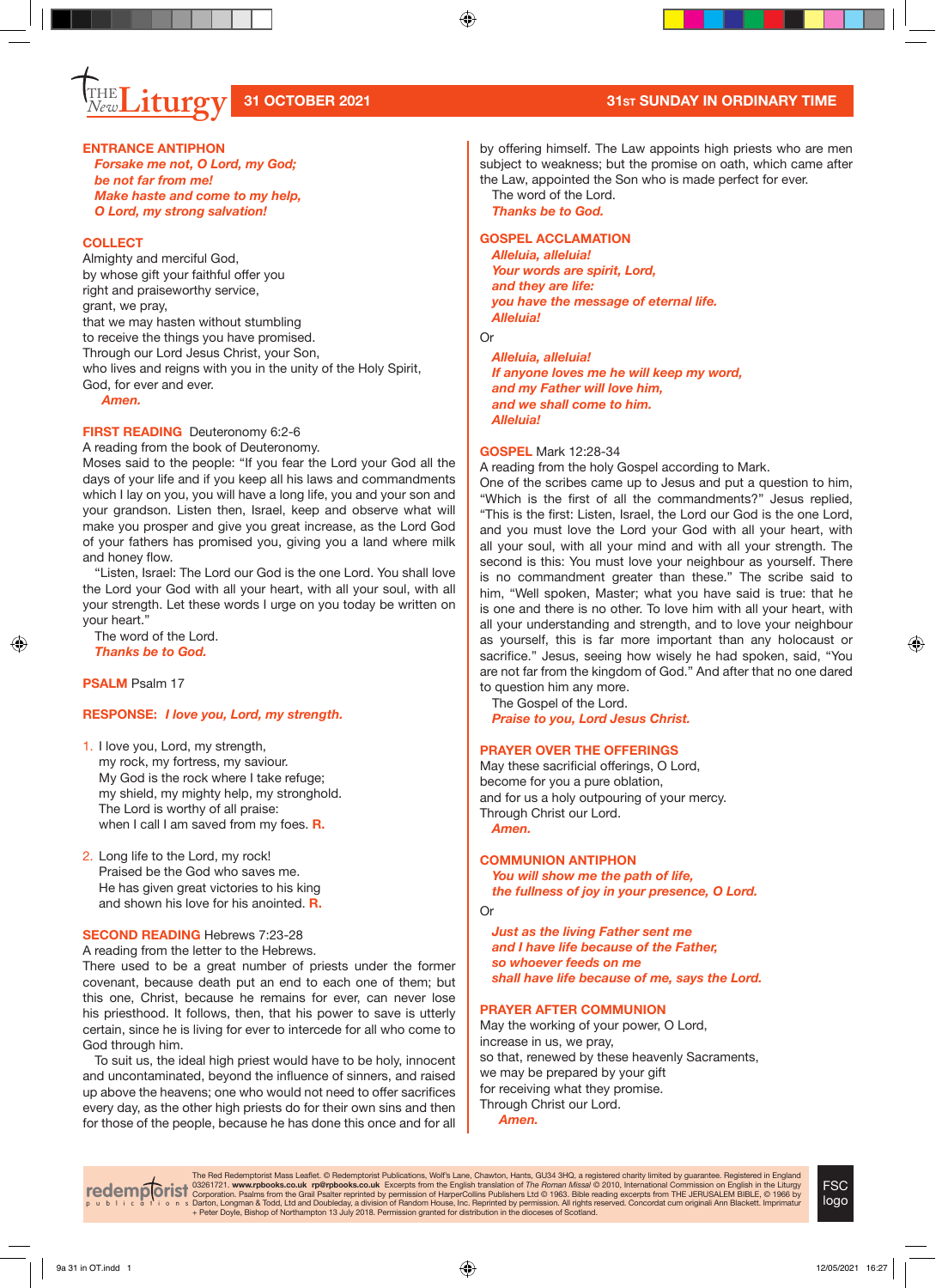# THE New Liturgy — 31 OCTOBER 2021 — 31ST SUNDAY IN ORDINARY TIME

## ENTRANCE ANTIPHON

***Forsake me not, O Lord, my God;***
***be not far from me!***
***Make haste and come to my help,***
***O Lord, my strong salvation!***

## COLLECT

Almighty and merciful God,
by whose gift your faithful offer you
right and praiseworthy service,
grant, we pray,
that we may hasten without stumbling
to receive the things you have promised.
Through our Lord Jesus Christ, your Son,
who lives and reigns with you in the unity of the Holy Spirit,
God, for ever and ever.
***Amen.***

## FIRST READING Deuteronomy 6:2-6

A reading from the book of Deuteronomy.

Moses said to the people: "If you fear the Lord your God all the days of your life and if you keep all his laws and commandments which I lay on you, you will have a long life, you and your son and your grandson. Listen then, Israel, keep and observe what will make you prosper and give you great increase, as the Lord God of your fathers has promised you, giving you a land where milk and honey flow.

"Listen, Israel: The Lord our God is the one Lord. You shall love the Lord your God with all your heart, with all your soul, with all your strength. Let these words I urge on you today be written on your heart."

The word of the Lord.
***Thanks be to God.***

## PSALM Psalm 17

**RESPONSE:** ***I love you, Lord, my strength.***

1. I love you, Lord, my strength,
my rock, my fortress, my saviour.
My God is the rock where I take refuge;
my shield, my mighty help, my stronghold.
The Lord is worthy of all praise:
when I call I am saved from my foes. **R.**

2. Long life to the Lord, my rock!
Praised be the God who saves me.
He has given great victories to his king
and shown his love for his anointed. **R.**

## SECOND READING Hebrews 7:23-28

A reading from the letter to the Hebrews.

There used to be a great number of priests under the former covenant, because death put an end to each one of them; but this one, Christ, because he remains for ever, can never lose his priesthood. It follows, then, that his power to save is utterly certain, since he is living for ever to intercede for all who come to God through him.

To suit us, the ideal high priest would have to be holy, innocent and uncontaminated, beyond the influence of sinners, and raised up above the heavens; one who would not need to offer sacrifices every day, as the other high priests do for their own sins and then for those of the people, because he has done this once and for all by offering himself. The Law appoints high priests who are men subject to weakness; but the promise on oath, which came after the Law, appointed the Son who is made perfect for ever.

The word of the Lord.
***Thanks be to God.***

## GOSPEL ACCLAMATION

***Alleluia, alleluia!***
***Your words are spirit, Lord,***
***and they are life:***
***you have the message of eternal life.***
***Alleluia!***

Or

***Alleluia, alleluia!***
***If anyone loves me he will keep my word,***
***and my Father will love him,***
***and we shall come to him.***
***Alleluia!***

## GOSPEL Mark 12:28-34

A reading from the holy Gospel according to Mark.

One of the scribes came up to Jesus and put a question to him, "Which is the first of all the commandments?" Jesus replied, "This is the first: Listen, Israel, the Lord our God is the one Lord, and you must love the Lord your God with all your heart, with all your soul, with all your mind and with all your strength. The second is this: You must love your neighbour as yourself. There is no commandment greater than these." The scribe said to him, "Well spoken, Master; what you have said is true: that he is one and there is no other. To love him with all your heart, with all your understanding and strength, and to love your neighbour as yourself, this is far more important than any holocaust or sacrifice." Jesus, seeing how wisely he had spoken, said, "You are not far from the kingdom of God." And after that no one dared to question him any more.

The Gospel of the Lord.
***Praise to you, Lord Jesus Christ.***

## PRAYER OVER THE OFFERINGS

May these sacrificial offerings, O Lord,
become for you a pure oblation,
and for us a holy outpouring of your mercy.
Through Christ our Lord.
***Amen.***

## COMMUNION ANTIPHON

***You will show me the path of life,***
***the fullness of joy in your presence, O Lord.***

Or

***Just as the living Father sent me***
***and I have life because of the Father,***
***so whoever feeds on me***
***shall have life because of me, says the Lord.***

## PRAYER AFTER COMMUNION

May the working of your power, O Lord,
increase in us, we pray,
so that, renewed by these heavenly Sacraments,
we may be prepared by your gift
for receiving what they promise.
Through Christ our Lord.
***Amen.***

---

redemptorist publications

The Red Redemptorist Mass Leaflet. © Redemptorist Publications, Wolf's Lane, Chawton, Hants, GU34 3HQ, a registered charity limited by guarantee. Registered in England 03261721. **www.rpbooks.co.uk rp@rpbooks.co.uk** Excerpts from the English translation of *The Roman Missal* © 2010, International Commission on English in the Liturgy Corporation. Psalms from the Grail Psalter reprinted by permission of HarperCollins Publishers Ltd © 1963. Bible reading excerpts from THE JERUSALEM BIBLE, © 1966 by Darton, Longman & Todd, Ltd and Doubleday, a division of Random House, Inc. Reprinted by permission. All rights reserved. Concordat cum originali Ann Blackett. Imprimatur + Peter Doyle, Bishop of Northampton 13 July 2018. Permission granted for distribution in the dioceses of Scotland.

FSC logo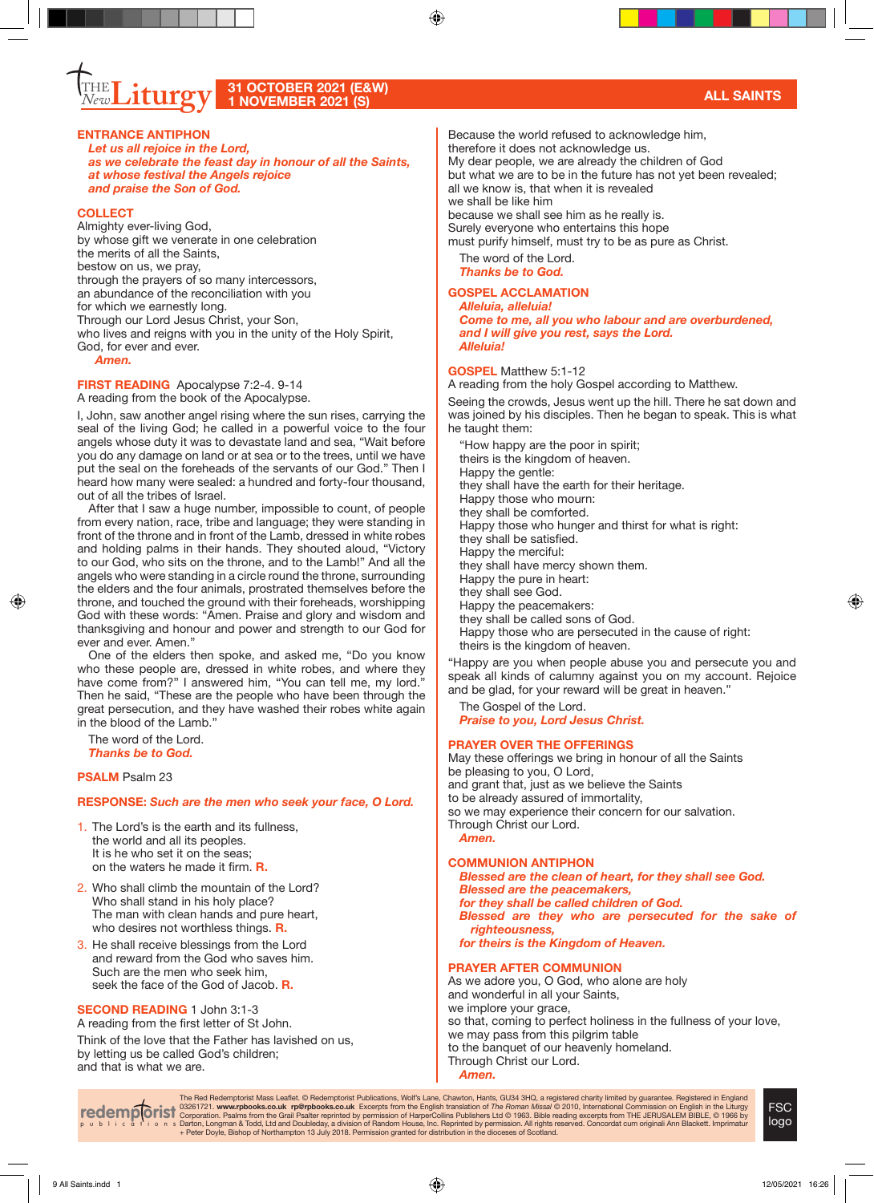# The New Liturgy

**31 OCTOBER 2021 (E&W)**
**1 NOVEMBER 2021 (S)**

**ALL SAINTS**

## ENTRANCE ANTIPHON

***Let us all rejoice in the Lord,***
***as we celebrate the feast day in honour of all the Saints,***
***at whose festival the Angels rejoice***
***and praise the Son of God.***

## COLLECT

Almighty ever-living God,
by whose gift we venerate in one celebration
the merits of all the Saints,
bestow on us, we pray,
through the prayers of so many intercessors,
an abundance of the reconciliation with you
for which we earnestly long.
Through our Lord Jesus Christ, your Son,
who lives and reigns with you in the unity of the Holy Spirit,
God, for ever and ever.
***Amen.***

## FIRST READING Apocalypse 7:2-4. 9-14

A reading from the book of the Apocalypse.

I, John, saw another angel rising where the sun rises, carrying the seal of the living God; he called in a powerful voice to the four angels whose duty it was to devastate land and sea, "Wait before you do any damage on land or at sea or to the trees, until we have put the seal on the foreheads of the servants of our God." Then I heard how many were sealed: a hundred and forty-four thousand, out of all the tribes of Israel.

After that I saw a huge number, impossible to count, of people from every nation, race, tribe and language; they were standing in front of the throne and in front of the Lamb, dressed in white robes and holding palms in their hands. They shouted aloud, "Victory to our God, who sits on the throne, and to the Lamb!" And all the angels who were standing in a circle round the throne, surrounding the elders and the four animals, prostrated themselves before the throne, and touched the ground with their foreheads, worshipping God with these words: "Amen. Praise and glory and wisdom and thanksgiving and honour and power and strength to our God for ever and ever. Amen."

One of the elders then spoke, and asked me, "Do you know who these people are, dressed in white robes, and where they have come from?" I answered him, "You can tell me, my lord." Then he said, "These are the people who have been through the great persecution, and they have washed their robes white again in the blood of the Lamb."

The word of the Lord.
***Thanks be to God.***

## PSALM Psalm 23

**RESPONSE:** ***Such are the men who seek your face, O Lord.***

1. The Lord's is the earth and its fullness,
the world and all its peoples.
It is he who set it on the seas;
on the waters he made it firm. **R.**

2. Who shall climb the mountain of the Lord?
Who shall stand in his holy place?
The man with clean hands and pure heart,
who desires not worthless things. **R.**

3. He shall receive blessings from the Lord
and reward from the God who saves him.
Such are the men who seek him,
seek the face of the God of Jacob. **R.**

## SECOND READING 1 John 3:1-3

A reading from the first letter of St John.

Think of the love that the Father has lavished on us,
by letting us be called God's children;
and that is what we are.
Because the world refused to acknowledge him,
therefore it does not acknowledge us.
My dear people, we are already the children of God
but what we are to be in the future has not yet been revealed;
all we know is, that when it is revealed
we shall be like him
because we shall see him as he really is.
Surely everyone who entertains this hope
must purify himself, must try to be as pure as Christ.

The word of the Lord.
***Thanks be to God.***

## GOSPEL ACCLAMATION

***Alleluia, alleluia!***
***Come to me, all you who labour and are overburdened,***
***and I will give you rest, says the Lord.***
***Alleluia!***

## GOSPEL Matthew 5:1-12

A reading from the holy Gospel according to Matthew.

Seeing the crowds, Jesus went up the hill. There he sat down and was joined by his disciples. Then he began to speak. This is what he taught them:

"How happy are the poor in spirit;
theirs is the kingdom of heaven.
Happy the gentle:
they shall have the earth for their heritage.
Happy those who mourn:
they shall be comforted.
Happy those who hunger and thirst for what is right:
they shall be satisfied.
Happy the merciful:
they shall have mercy shown them.
Happy the pure in heart:
they shall see God.
Happy the peacemakers:
they shall be called sons of God.
Happy those who are persecuted in the cause of right:
theirs is the kingdom of heaven.

"Happy are you when people abuse you and persecute you and speak all kinds of calumny against you on my account. Rejoice and be glad, for your reward will be great in heaven."

The Gospel of the Lord.
***Praise to you, Lord Jesus Christ.***

## PRAYER OVER THE OFFERINGS

May these offerings we bring in honour of all the Saints
be pleasing to you, O Lord,
and grant that, just as we believe the Saints
to be already assured of immortality,
so we may experience their concern for our salvation.
Through Christ our Lord.
***Amen.***

## COMMUNION ANTIPHON

***Blessed are the clean of heart, for they shall see God.***
***Blessed are the peacemakers,***
***for they shall be called children of God.***
***Blessed are they who are persecuted for the sake of righteousness,***
***for theirs is the Kingdom of Heaven.***

## PRAYER AFTER COMMUNION

As we adore you, O God, who alone are holy
and wonderful in all your Saints,
we implore your grace,
so that, coming to perfect holiness in the fullness of your love,
we may pass from this pilgrim table
to the banquet of our heavenly homeland.
Through Christ our Lord.
***Amen.***

redemptorist publications

The Red Redemptorist Mass Leaflet. © Redemptorist Publications, Wolf's Lane, Chawton, Hants, GU34 3HQ, a registered charity limited by guarantee. Registered in England 03261721. **www.rpbooks.co.uk rp@rpbooks.co.uk** Excerpts from the English translation of *The Roman Missal* © 2010, International Commission on English in the Liturgy Corporation. Psalms from the Grail Psalter reprinted by permission of HarperCollins Publishers Ltd © 1963. Bible reading excerpts from THE JERUSALEM BIBLE, © 1966 by Darton, Longman & Todd, Ltd and Doubleday, a division of Random House, Inc. Reprinted by permission. All rights reserved. Concordat cum originali Ann Blackett. Imprimatur + Peter Doyle, Bishop of Northampton 13 July 2018. Permission granted for distribution in the dioceses of Scotland.

FSC logo